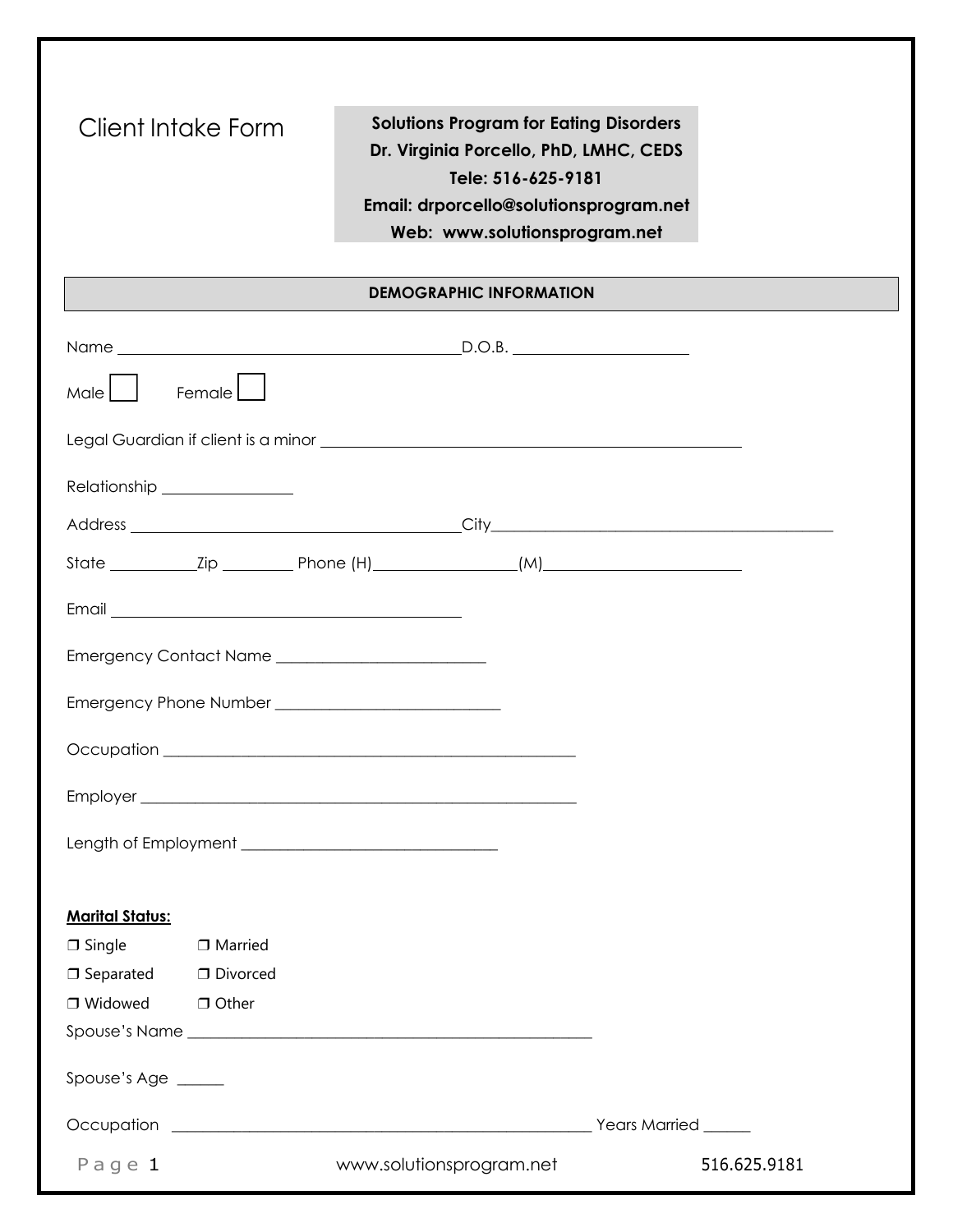# Client Intake Form

**Solutions Program for Eating Disorders**
**Dr. Virginia Porcello, PhD, LMHC, CEDS**
**Tele: 516-625-9181**
**Email: drporcello@solutionsprogram.net**
**Web: www.solutionsprogram.net**

## DEMOGRAPHIC INFORMATION

Name ______________________________________ D.O.B. ____________________

Male ☐ Female ☐

Legal Guardian if client is a minor ______________________________________________

Relationship _______________

Address ______________________________________ City__________________________________________

State __________ Zip ________ Phone (H)________________ (M)______________________

Email ________________________________________

Emergency Contact Name _________________________

Emergency Phone Number ___________________________

Occupation ________________________________________________

Employer _________________________________________________

Length of Employment ______________________________

**Marital Status:**

❒ Single ❒ Married
❒ Separated ❒ Divorced
❒ Widowed ❒ Other

Spouse's Name ________________________________________________

Spouse's Age ______

Occupation ________________________________________________ Years Married ______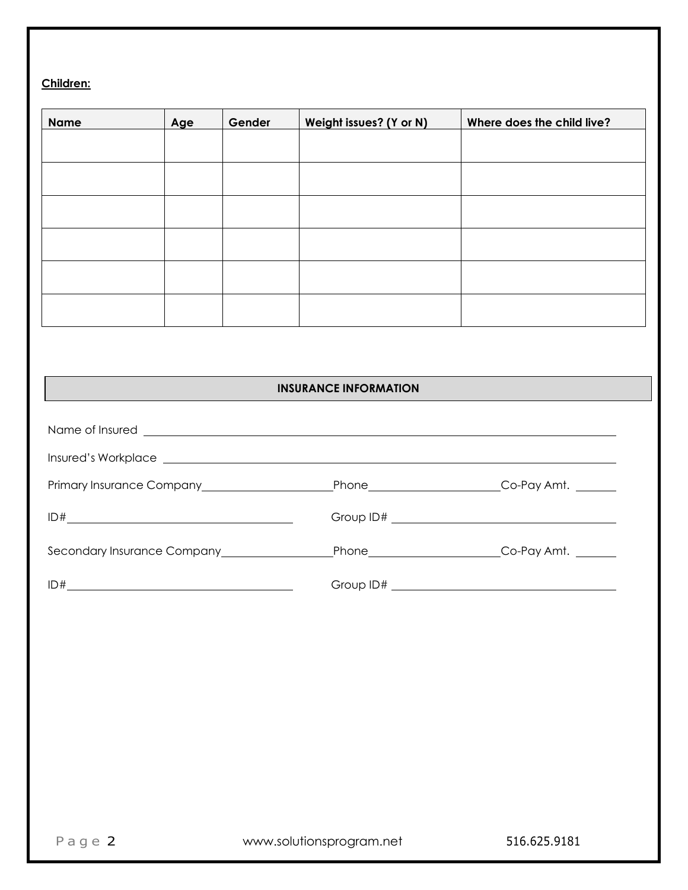**Children:**

| Name | Age | Gender | Weight issues? (Y or N) | Where does the child live? |
|---|---|---|---|---|
| | | | | |
| | | | | |
| | | | | |
| | | | | |
| | | | | |
| | | | | |

## INSURANCE INFORMATION

Name of Insured ______________________________________________

Insured's Workplace ______________________________________________

Primary Insurance Company ____________________ Phone ____________________ Co-Pay Amt. ________

ID# ______________________________ Group ID# ______________________________

Secondary Insurance Company ____________________ Phone ____________________ Co-Pay Amt. ________

ID# ______________________________ Group ID# ______________________________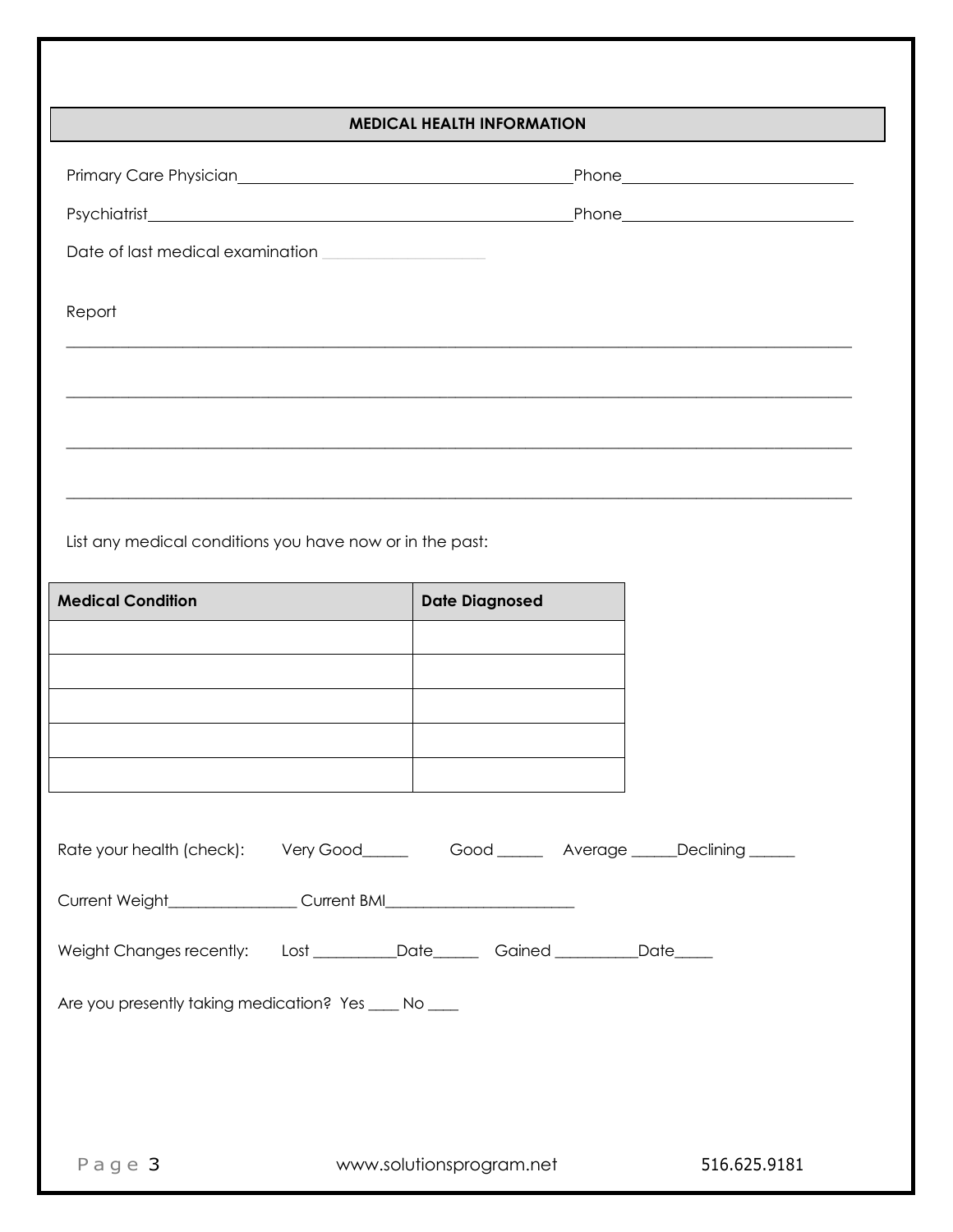## MEDICAL HEALTH INFORMATION

Primary Care Physician________________________________________Phone___________________________

Psychiatrist________________________________________________Phone___________________________

Date of last medical examination ____________________

Report

_______________________________________________________________________________________________

_______________________________________________________________________________________________

_______________________________________________________________________________________________

_______________________________________________________________________________________________

List any medical conditions you have now or in the past:

| Medical Condition | Date Diagnosed |
|---|---|
| | |
| | |
| | |
| | |
| | |

Rate your health (check): Very Good______ Good ______ Average ______Declining ______

Current Weight________________ Current BMI________________________

Weight Changes recently: Lost __________Date______ Gained __________Date_____

Are you presently taking medication? Yes ____ No ____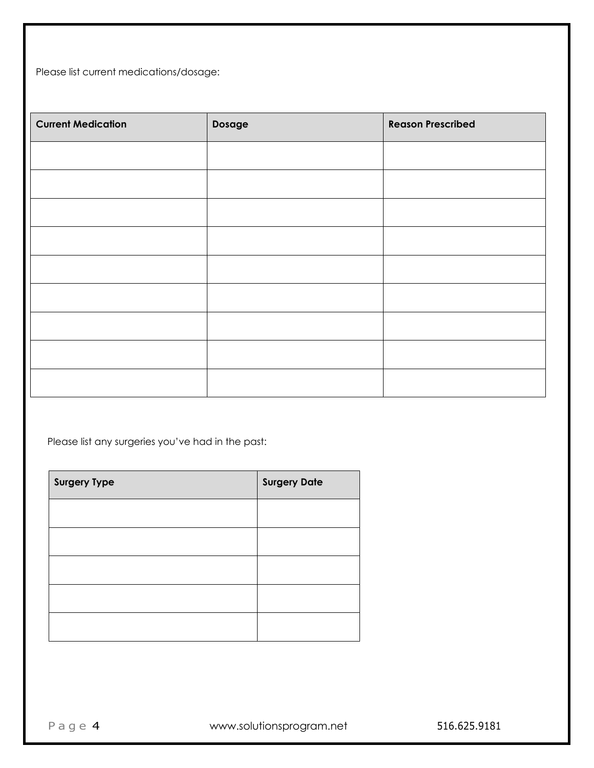Please list current medications/dosage:

| Current Medication | Dosage | Reason Prescribed |
| --- | --- | --- |
| | | |
| | | |
| | | |
| | | |
| | | |
| | | |
| | | |
| | | |
| | | |

Please list any surgeries you've had in the past:

| Surgery Type | Surgery Date |
| --- | --- |
| | |
| | |
| | |
| | |
| | |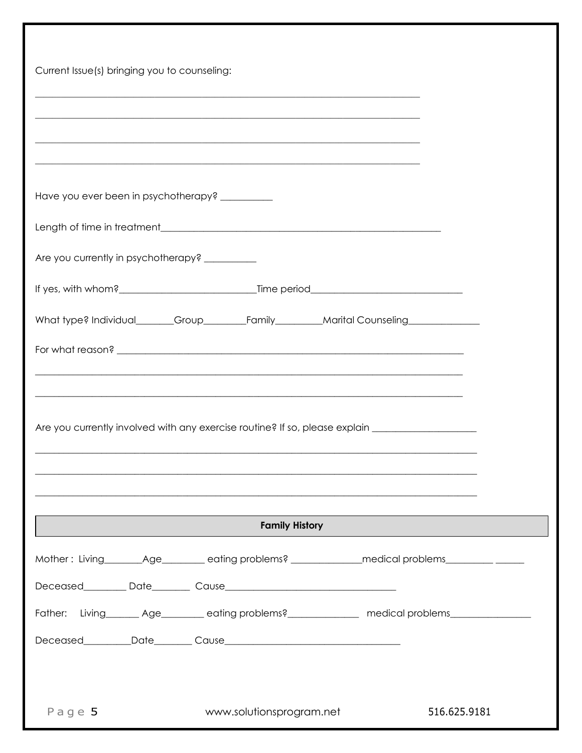Current Issue(s) bringing you to counseling:

_______________________________________________________________________________

_______________________________________________________________________________

_______________________________________________________________________________

_______________________________________________________________________________

Have you ever been in psychotherapy? __________

Length of time in treatment_________________________________________________________

Are you currently in psychotherapy? __________

If yes, with whom?___________________________Time period______________________________

What type? Individual_______Group________Family_________Marital Counseling______________

For what reason? ______________________________________________________________________

_______________________________________________________________________________

_______________________________________________________________________________

Are you currently involved with any exercise routine? If so, please explain _____________________

_______________________________________________________________________________

_______________________________________________________________________________

_______________________________________________________________________________

## Family History

Mother : Living_______Age________ eating problems? ______________medical problems_________ ______

Deceased________ Date_______ Cause__________________________________

Father: Living______ Age________ eating problems?______________ medical problems________________

Deceased_________Date_______ Cause___________________________________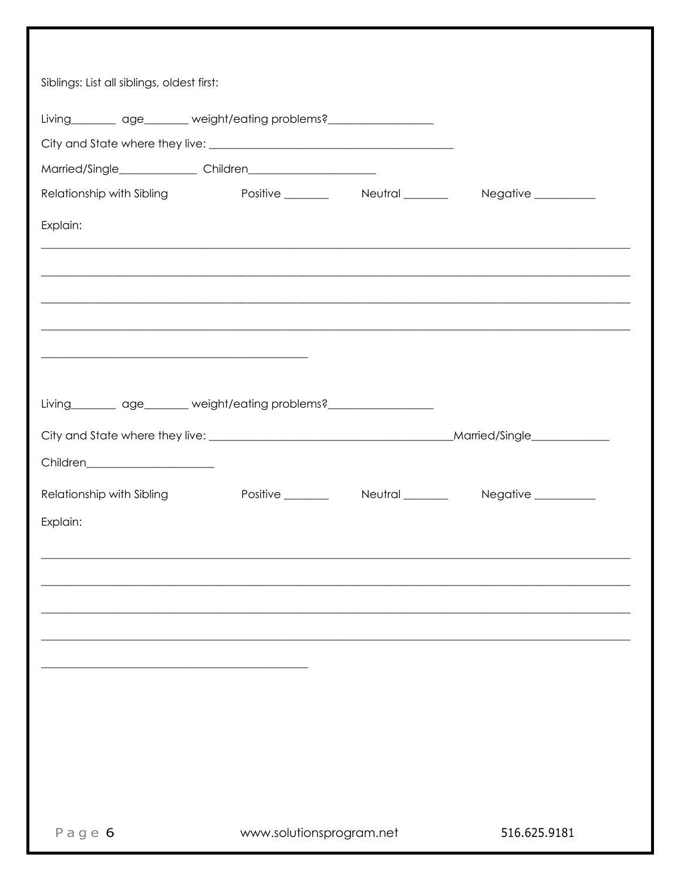Siblings: List all siblings, oldest first:

Living________ age________ weight/eating problems?__________________

City and State where they live: ____________________________________________

Married/Single______________ Children_______________________

Relationship with Sibling Positive ________ Neutral ________ Negative ___________

Explain:

____________________________________________________________________________________________________

____________________________________________________________________________________________________

____________________________________________________________________________________________________

____________________________________________________________________________________________________

______________________________________________

Living________ age________ weight/eating problems?__________________

City and State where they live: ____________________________________________Married/Single______________

Children_______________________

Relationship with Sibling Positive ________ Neutral ________ Negative ___________

Explain:

____________________________________________________________________________________________________

____________________________________________________________________________________________________

____________________________________________________________________________________________________

____________________________________________________________________________________________________

______________________________________________

www.solutionsprogram.net 516.625.9181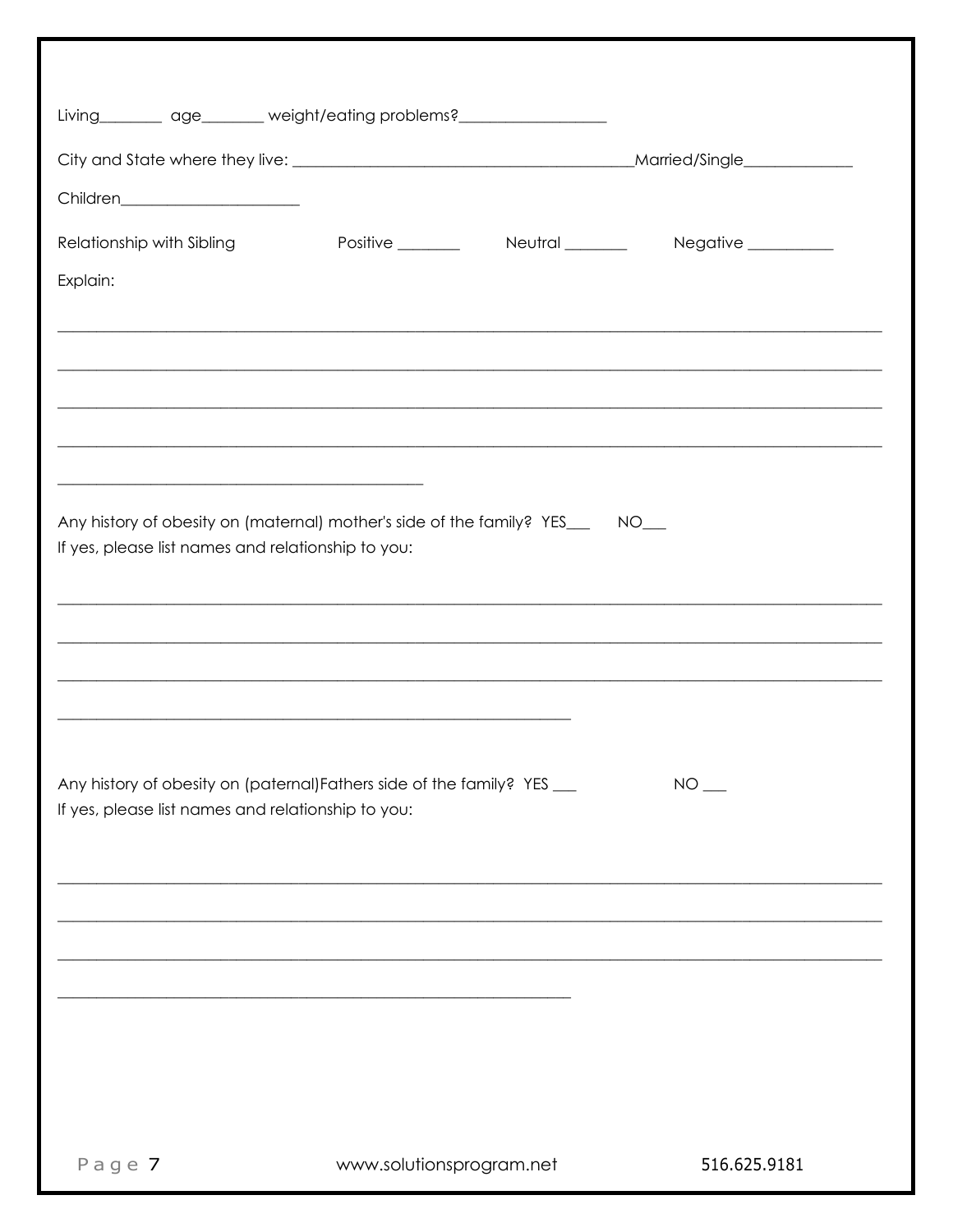Living________ age________ weight/eating problems?__________________

City and State where they live: __________________________________________Married/Single_____________

Children______________________

Relationship with Sibling Positive ________ Neutral ________ Negative ___________

Explain:

_______________________________________________________________________________________________

_______________________________________________________________________________________________

_______________________________________________________________________________________________

_______________________________________________________________________________________________

____________________________________________

Any history of obesity on (maternal) mother's side of the family? YES___ NO___
If yes, please list names and relationship to you:

_______________________________________________________________________________________________

_______________________________________________________________________________________________

_______________________________________________________________________________________________

____________________________________________________________

Any history of obesity on (paternal)Fathers side of the family? YES ___ NO ___
If yes, please list names and relationship to you:

_______________________________________________________________________________________________

_______________________________________________________________________________________________

_______________________________________________________________________________________________

____________________________________________________________

www.solutionsprogram.net 516.625.9181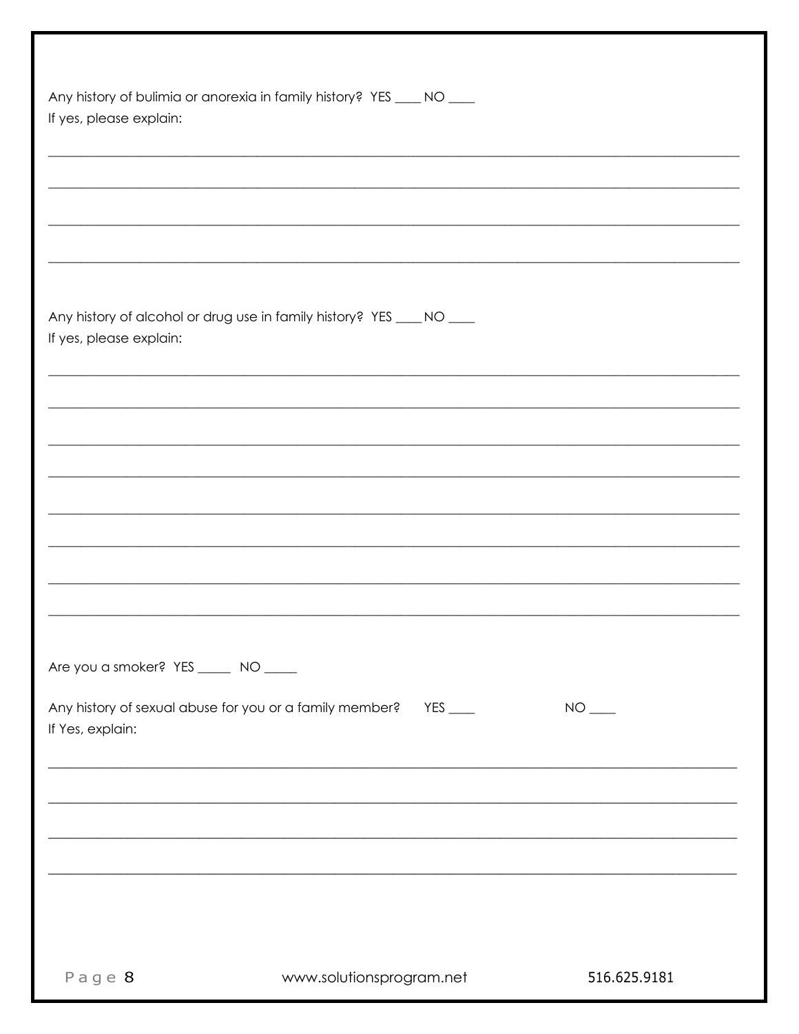Any history of bulimia or anorexia in family history? YES ____ NO ____

If yes, please explain:

______________________________________________________________________________

______________________________________________________________________________

______________________________________________________________________________

______________________________________________________________________________

Any history of alcohol or drug use in family history? YES ____ NO ____

If yes, please explain:

______________________________________________________________________________

______________________________________________________________________________

______________________________________________________________________________

______________________________________________________________________________

______________________________________________________________________________

______________________________________________________________________________

______________________________________________________________________________

______________________________________________________________________________

Are you a smoker? YES _____ NO _____

Any history of sexual abuse for you or a family member? YES ____ NO ____

If Yes, explain:

______________________________________________________________________________

______________________________________________________________________________

______________________________________________________________________________

______________________________________________________________________________

www.solutionsprogram.net 516.625.9181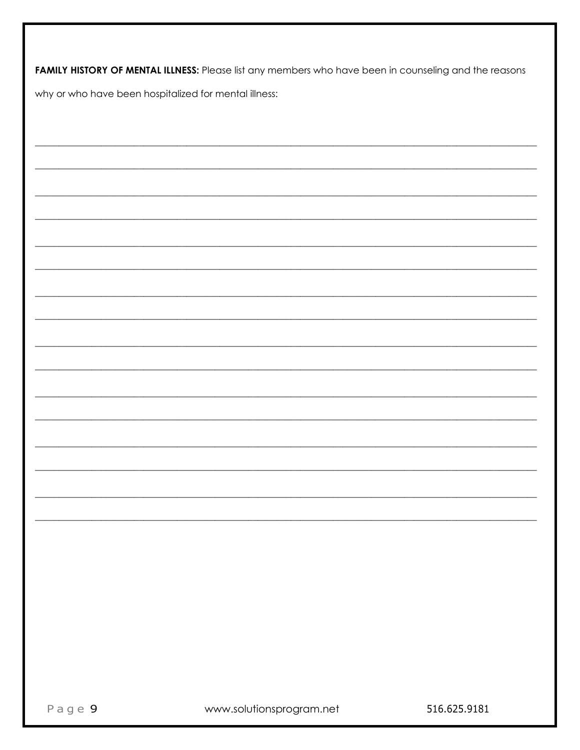**FAMILY HISTORY OF MENTAL ILLNESS:** Please list any members who have been in counseling and the reasons why or who have been hospitalized for mental illness:

\_\_\_\_\_\_\_\_\_\_\_\_\_\_\_\_\_\_\_\_\_\_\_\_\_\_\_\_\_\_\_\_\_\_\_\_\_\_\_\_\_\_\_\_\_\_\_\_\_\_\_\_\_\_\_\_\_\_\_\_\_\_\_\_\_\_\_\_\_\_\_\_\_\_\_\_\_\_

\_\_\_\_\_\_\_\_\_\_\_\_\_\_\_\_\_\_\_\_\_\_\_\_\_\_\_\_\_\_\_\_\_\_\_\_\_\_\_\_\_\_\_\_\_\_\_\_\_\_\_\_\_\_\_\_\_\_\_\_\_\_\_\_\_\_\_\_\_\_\_\_\_\_\_\_\_\_

\_\_\_\_\_\_\_\_\_\_\_\_\_\_\_\_\_\_\_\_\_\_\_\_\_\_\_\_\_\_\_\_\_\_\_\_\_\_\_\_\_\_\_\_\_\_\_\_\_\_\_\_\_\_\_\_\_\_\_\_\_\_\_\_\_\_\_\_\_\_\_\_\_\_\_\_\_\_

\_\_\_\_\_\_\_\_\_\_\_\_\_\_\_\_\_\_\_\_\_\_\_\_\_\_\_\_\_\_\_\_\_\_\_\_\_\_\_\_\_\_\_\_\_\_\_\_\_\_\_\_\_\_\_\_\_\_\_\_\_\_\_\_\_\_\_\_\_\_\_\_\_\_\_\_\_\_

\_\_\_\_\_\_\_\_\_\_\_\_\_\_\_\_\_\_\_\_\_\_\_\_\_\_\_\_\_\_\_\_\_\_\_\_\_\_\_\_\_\_\_\_\_\_\_\_\_\_\_\_\_\_\_\_\_\_\_\_\_\_\_\_\_\_\_\_\_\_\_\_\_\_\_\_\_\_

\_\_\_\_\_\_\_\_\_\_\_\_\_\_\_\_\_\_\_\_\_\_\_\_\_\_\_\_\_\_\_\_\_\_\_\_\_\_\_\_\_\_\_\_\_\_\_\_\_\_\_\_\_\_\_\_\_\_\_\_\_\_\_\_\_\_\_\_\_\_\_\_\_\_\_\_\_\_

\_\_\_\_\_\_\_\_\_\_\_\_\_\_\_\_\_\_\_\_\_\_\_\_\_\_\_\_\_\_\_\_\_\_\_\_\_\_\_\_\_\_\_\_\_\_\_\_\_\_\_\_\_\_\_\_\_\_\_\_\_\_\_\_\_\_\_\_\_\_\_\_\_\_\_\_\_\_

\_\_\_\_\_\_\_\_\_\_\_\_\_\_\_\_\_\_\_\_\_\_\_\_\_\_\_\_\_\_\_\_\_\_\_\_\_\_\_\_\_\_\_\_\_\_\_\_\_\_\_\_\_\_\_\_\_\_\_\_\_\_\_\_\_\_\_\_\_\_\_\_\_\_\_\_\_\_

\_\_\_\_\_\_\_\_\_\_\_\_\_\_\_\_\_\_\_\_\_\_\_\_\_\_\_\_\_\_\_\_\_\_\_\_\_\_\_\_\_\_\_\_\_\_\_\_\_\_\_\_\_\_\_\_\_\_\_\_\_\_\_\_\_\_\_\_\_\_\_\_\_\_\_\_\_\_

\_\_\_\_\_\_\_\_\_\_\_\_\_\_\_\_\_\_\_\_\_\_\_\_\_\_\_\_\_\_\_\_\_\_\_\_\_\_\_\_\_\_\_\_\_\_\_\_\_\_\_\_\_\_\_\_\_\_\_\_\_\_\_\_\_\_\_\_\_\_\_\_\_\_\_\_\_\_

\_\_\_\_\_\_\_\_\_\_\_\_\_\_\_\_\_\_\_\_\_\_\_\_\_\_\_\_\_\_\_\_\_\_\_\_\_\_\_\_\_\_\_\_\_\_\_\_\_\_\_\_\_\_\_\_\_\_\_\_\_\_\_\_\_\_\_\_\_\_\_\_\_\_\_\_\_\_

\_\_\_\_\_\_\_\_\_\_\_\_\_\_\_\_\_\_\_\_\_\_\_\_\_\_\_\_\_\_\_\_\_\_\_\_\_\_\_\_\_\_\_\_\_\_\_\_\_\_\_\_\_\_\_\_\_\_\_\_\_\_\_\_\_\_\_\_\_\_\_\_\_\_\_\_\_\_

\_\_\_\_\_\_\_\_\_\_\_\_\_\_\_\_\_\_\_\_\_\_\_\_\_\_\_\_\_\_\_\_\_\_\_\_\_\_\_\_\_\_\_\_\_\_\_\_\_\_\_\_\_\_\_\_\_\_\_\_\_\_\_\_\_\_\_\_\_\_\_\_\_\_\_\_\_\_

\_\_\_\_\_\_\_\_\_\_\_\_\_\_\_\_\_\_\_\_\_\_\_\_\_\_\_\_\_\_\_\_\_\_\_\_\_\_\_\_\_\_\_\_\_\_\_\_\_\_\_\_\_\_\_\_\_\_\_\_\_\_\_\_\_\_\_\_\_\_\_\_\_\_\_\_\_\_

\_\_\_\_\_\_\_\_\_\_\_\_\_\_\_\_\_\_\_\_\_\_\_\_\_\_\_\_\_\_\_\_\_\_\_\_\_\_\_\_\_\_\_\_\_\_\_\_\_\_\_\_\_\_\_\_\_\_\_\_\_\_\_\_\_\_\_\_\_\_\_\_\_\_\_\_\_\_

\_\_\_\_\_\_\_\_\_\_\_\_\_\_\_\_\_\_\_\_\_\_\_\_\_\_\_\_\_\_\_\_\_\_\_\_\_\_\_\_\_\_\_\_\_\_\_\_\_\_\_\_\_\_\_\_\_\_\_\_\_\_\_\_\_\_\_\_\_\_\_\_\_\_\_\_\_\_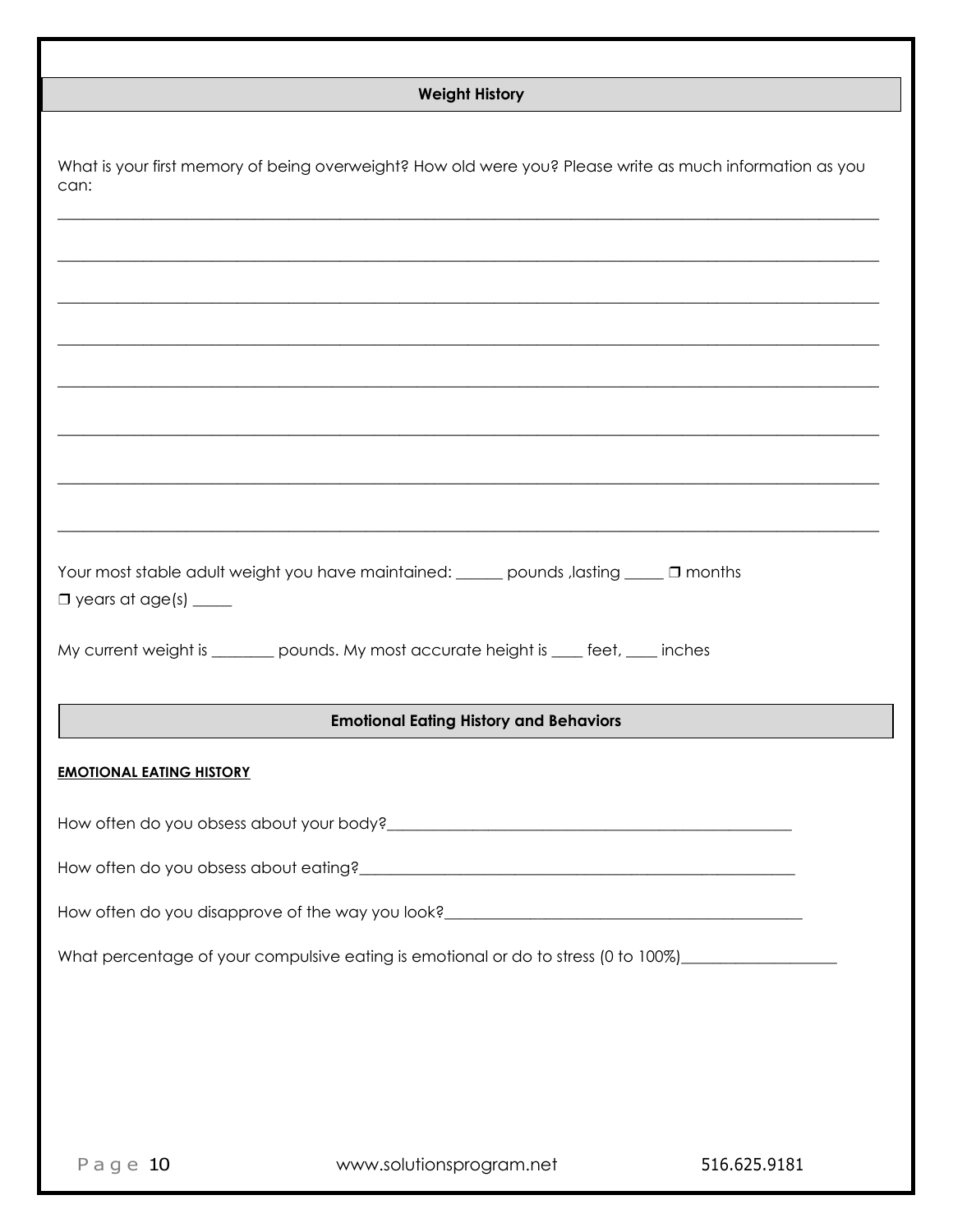## Weight History

What is your first memory of being overweight? How old were you? Please write as much information as you can:

_____________________________________________________________________________________________

_____________________________________________________________________________________________

_____________________________________________________________________________________________

_____________________________________________________________________________________________

_____________________________________________________________________________________________

_____________________________________________________________________________________________

_____________________________________________________________________________________________

_____________________________________________________________________________________________

Your most stable adult weight you have maintained: ______ pounds ,lasting _____ ❒ months ❒ years at age(s) _____

My current weight is ________ pounds. My most accurate height is ____ feet, ____ inches

## Emotional Eating History and Behaviors

**EMOTIONAL EATING HISTORY**

How often do you obsess about your body?_____________________________________________________

How often do you obsess about eating?________________________________________________________

How often do you disapprove of the way you look?______________________________________________

What percentage of your compulsive eating is emotional or do to stress (0 to 100%)___________________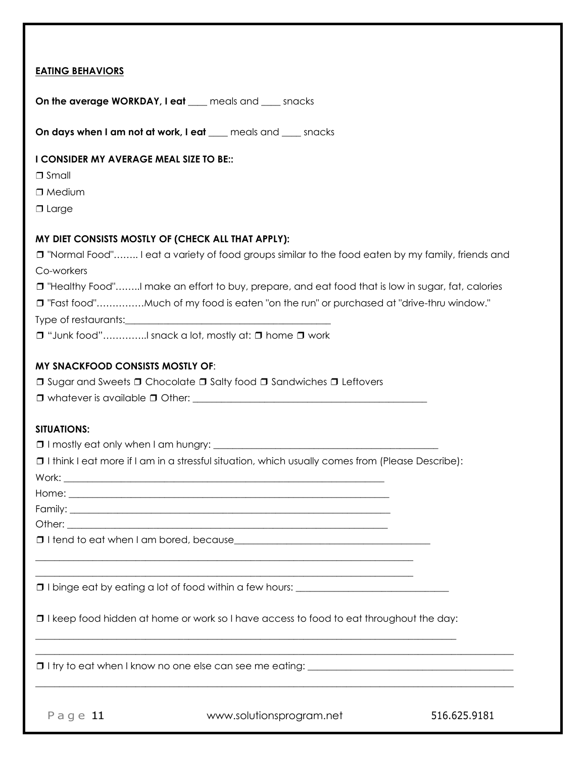**EATING BEHAVIORS**

**On the average WORKDAY, I eat** ____ meals and ____ snacks

**On days when I am not at work, I eat** ____ meals and ____ snacks

**I CONSIDER MY AVERAGE MEAL SIZE TO BE::**

❒ Small

❒ Medium

❒ Large

**MY DIET CONSISTS MOSTLY OF (CHECK ALL THAT APPLY):**

❒ "Normal Food"…….. I eat a variety of food groups similar to the food eaten by my family, friends and Co-workers

❒ "Healthy Food"……..I make an effort to buy, prepare, and eat food that is low in sugar, fat, calories

❒ "Fast food"……………Much of my food is eaten "on the run" or purchased at "drive-thru window."

Type of restaurants:_________________________________________

❒ "Junk food"…………..I snack a lot, mostly at: ❒ home ❒ work

**MY SNACKFOOD CONSISTS MOSTLY OF**:

❒ Sugar and Sweets ❒ Chocolate ❒ Salty food ❒ Sandwiches ❒ Leftovers

❒ whatever is available ❒ Other: _______________________________________________

**SITUATIONS:**

❒ I mostly eat only when I am hungry: ____________________________________________

❒ I think I eat more if I am in a stressful situation, which usually comes from (Please Describe):

Work: _________________________________________________________________

Home: _________________________________________________________________

Family: ________________________________________________________________

Other: _________________________________________________________________

❒ I tend to eat when I am bored, because_______________________________________

_____________________________________________________________________________

_____________________________________________________________________________

❒ I binge eat by eating a lot of food within a few hours: ______________________________

❒ I keep food hidden at home or work so I have access to food to eat throughout the day:

_____________________________________________________________________________

_____________________________________________________________________________

❒ I try to eat when I know no one else can see me eating: ________________________________

_____________________________________________________________________________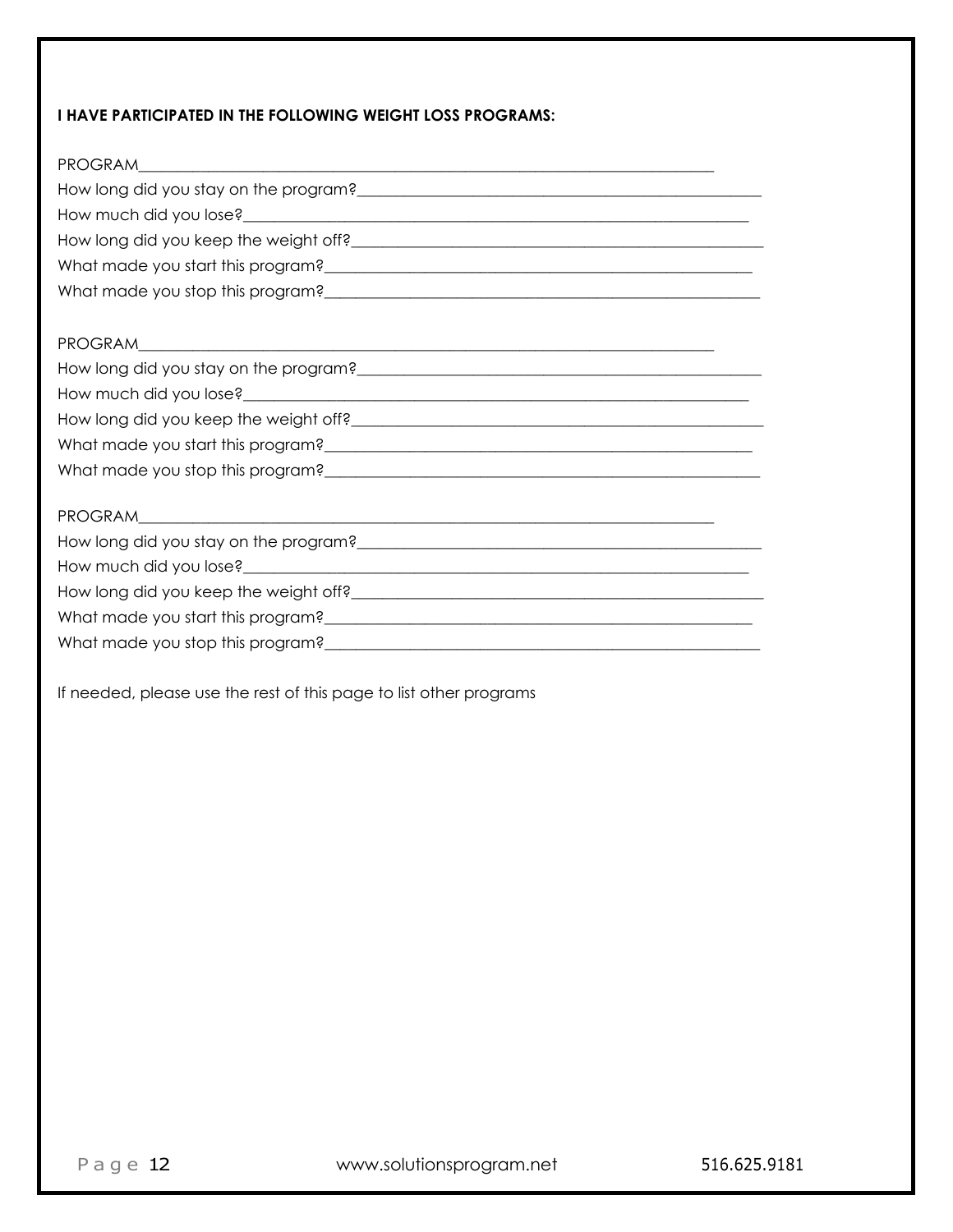**I HAVE PARTICIPATED IN THE FOLLOWING WEIGHT LOSS PROGRAMS:**

PROGRAM_______________________________________________________________________

How long did you stay on the program?_____________________________________________________

How much did you lose?___________________________________________________________________

How long did you keep the weight off?_____________________________________________________

What made you start this program?_______________________________________________________

What made you stop this program?________________________________________________________

PROGRAM_______________________________________________________________________

How long did you stay on the program?_____________________________________________________

How much did you lose?___________________________________________________________________

How long did you keep the weight off?_____________________________________________________

What made you start this program?_______________________________________________________

What made you stop this program?________________________________________________________

PROGRAM_______________________________________________________________________

How long did you stay on the program?_____________________________________________________

How much did you lose?___________________________________________________________________

How long did you keep the weight off?_____________________________________________________

What made you start this program?_______________________________________________________

What made you stop this program?________________________________________________________

If needed, please use the rest of this page to list other programs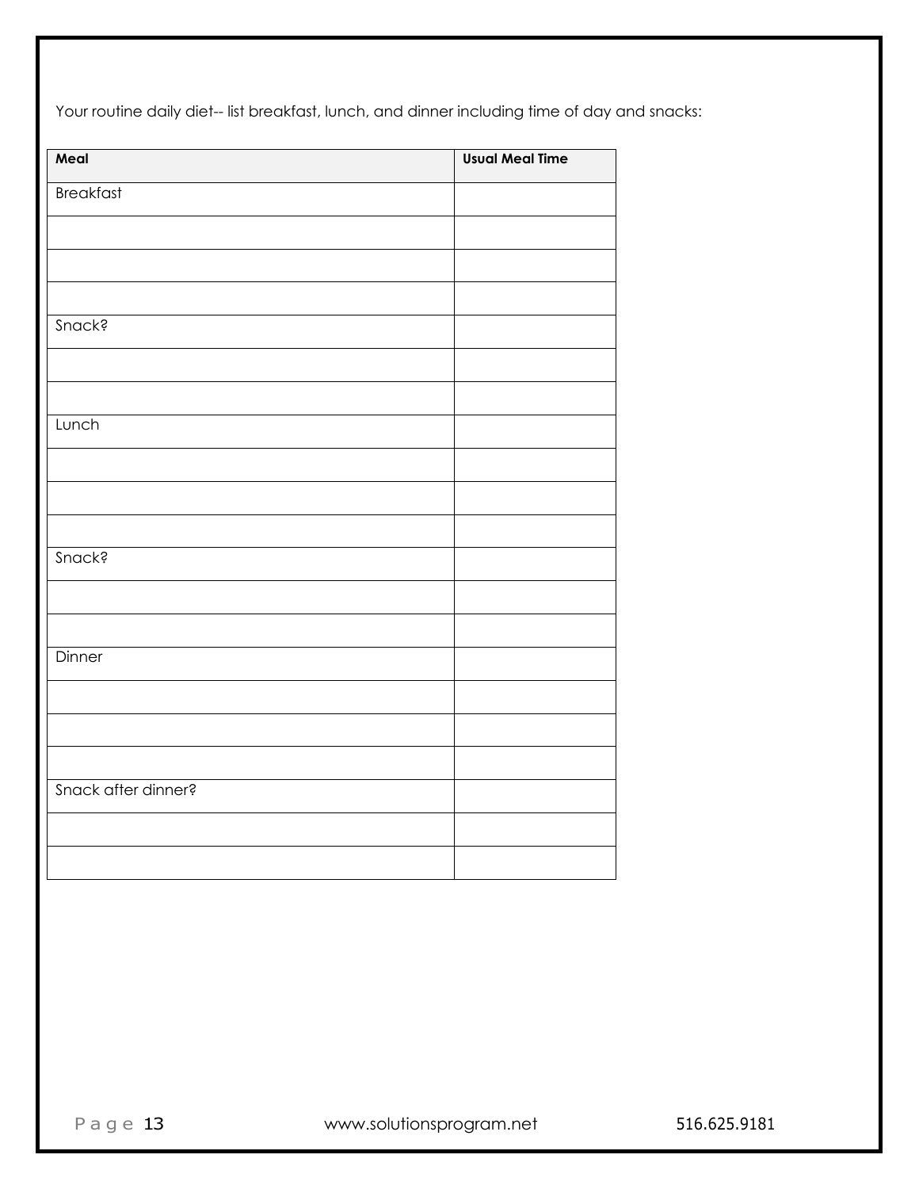Your routine daily diet-- list breakfast, lunch, and dinner including time of day and snacks:

| Meal | Usual Meal Time |
| --- | --- |
| Breakfast | |
| | |
| | |
| | |
| Snack? | |
| | |
| | |
| Lunch | |
| | |
| | |
| | |
| Snack? | |
| | |
| | |
| Dinner | |
| | |
| | |
| | |
| Snack after dinner? | |
| | |
| | |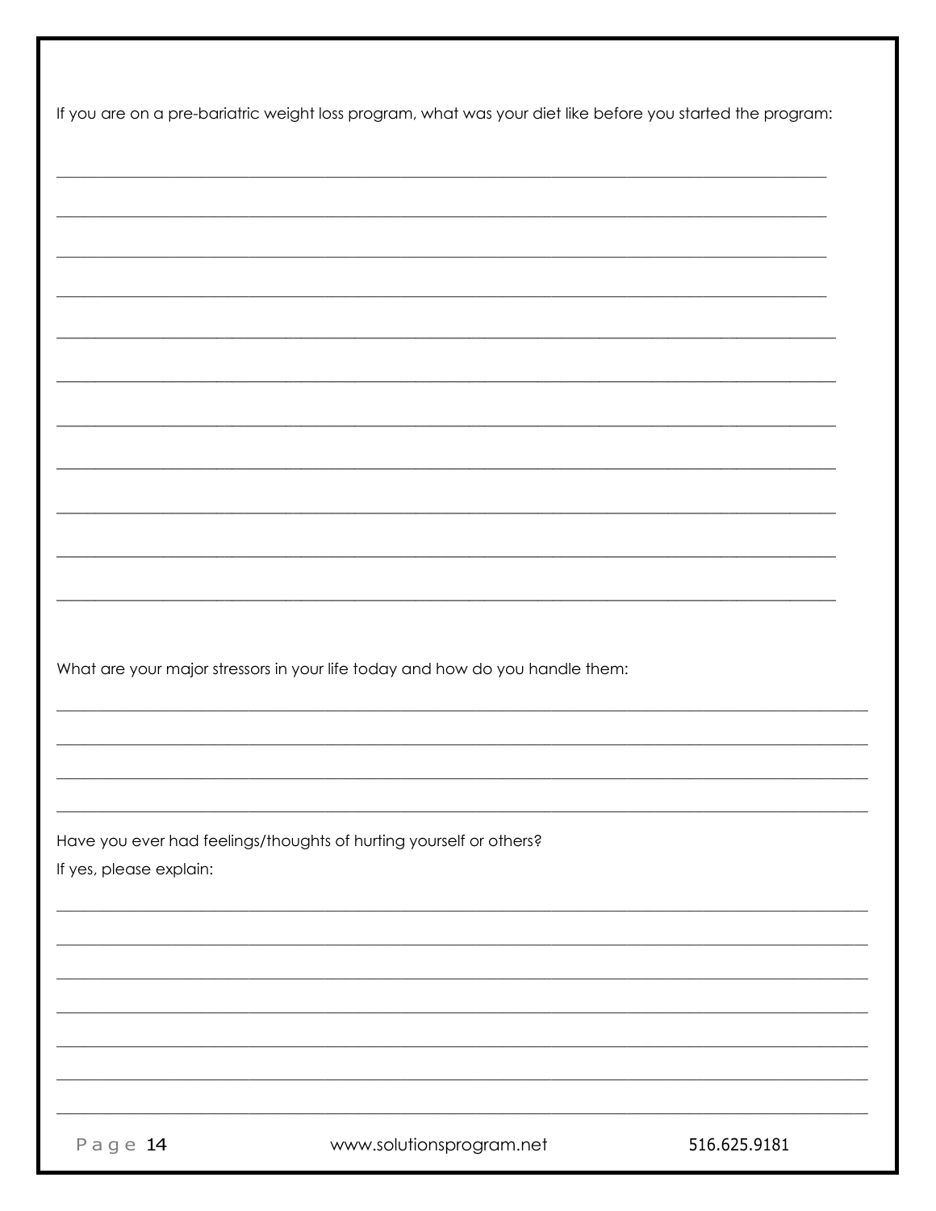If you are on a pre-bariatric weight loss program, what was your diet like before you started the program:

\_\_\_\_\_\_\_\_\_\_\_\_\_\_\_\_\_\_\_\_\_\_\_\_\_\_\_\_\_\_\_\_\_\_\_\_\_\_\_\_\_\_\_\_\_\_\_\_\_\_\_\_\_\_\_\_\_\_\_\_\_\_\_\_\_\_\_\_\_\_\_\_\_\_\_\_\_\_

\_\_\_\_\_\_\_\_\_\_\_\_\_\_\_\_\_\_\_\_\_\_\_\_\_\_\_\_\_\_\_\_\_\_\_\_\_\_\_\_\_\_\_\_\_\_\_\_\_\_\_\_\_\_\_\_\_\_\_\_\_\_\_\_\_\_\_\_\_\_\_\_\_\_\_\_\_\_

\_\_\_\_\_\_\_\_\_\_\_\_\_\_\_\_\_\_\_\_\_\_\_\_\_\_\_\_\_\_\_\_\_\_\_\_\_\_\_\_\_\_\_\_\_\_\_\_\_\_\_\_\_\_\_\_\_\_\_\_\_\_\_\_\_\_\_\_\_\_\_\_\_\_\_\_\_\_

\_\_\_\_\_\_\_\_\_\_\_\_\_\_\_\_\_\_\_\_\_\_\_\_\_\_\_\_\_\_\_\_\_\_\_\_\_\_\_\_\_\_\_\_\_\_\_\_\_\_\_\_\_\_\_\_\_\_\_\_\_\_\_\_\_\_\_\_\_\_\_\_\_\_\_\_\_\_

\_\_\_\_\_\_\_\_\_\_\_\_\_\_\_\_\_\_\_\_\_\_\_\_\_\_\_\_\_\_\_\_\_\_\_\_\_\_\_\_\_\_\_\_\_\_\_\_\_\_\_\_\_\_\_\_\_\_\_\_\_\_\_\_\_\_\_\_\_\_\_\_\_\_\_\_\_\_

\_\_\_\_\_\_\_\_\_\_\_\_\_\_\_\_\_\_\_\_\_\_\_\_\_\_\_\_\_\_\_\_\_\_\_\_\_\_\_\_\_\_\_\_\_\_\_\_\_\_\_\_\_\_\_\_\_\_\_\_\_\_\_\_\_\_\_\_\_\_\_\_\_\_\_\_\_\_

\_\_\_\_\_\_\_\_\_\_\_\_\_\_\_\_\_\_\_\_\_\_\_\_\_\_\_\_\_\_\_\_\_\_\_\_\_\_\_\_\_\_\_\_\_\_\_\_\_\_\_\_\_\_\_\_\_\_\_\_\_\_\_\_\_\_\_\_\_\_\_\_\_\_\_\_\_\_

\_\_\_\_\_\_\_\_\_\_\_\_\_\_\_\_\_\_\_\_\_\_\_\_\_\_\_\_\_\_\_\_\_\_\_\_\_\_\_\_\_\_\_\_\_\_\_\_\_\_\_\_\_\_\_\_\_\_\_\_\_\_\_\_\_\_\_\_\_\_\_\_\_\_\_\_\_\_

\_\_\_\_\_\_\_\_\_\_\_\_\_\_\_\_\_\_\_\_\_\_\_\_\_\_\_\_\_\_\_\_\_\_\_\_\_\_\_\_\_\_\_\_\_\_\_\_\_\_\_\_\_\_\_\_\_\_\_\_\_\_\_\_\_\_\_\_\_\_\_\_\_\_\_\_\_\_

\_\_\_\_\_\_\_\_\_\_\_\_\_\_\_\_\_\_\_\_\_\_\_\_\_\_\_\_\_\_\_\_\_\_\_\_\_\_\_\_\_\_\_\_\_\_\_\_\_\_\_\_\_\_\_\_\_\_\_\_\_\_\_\_\_\_\_\_\_\_\_\_\_\_\_\_\_\_

\_\_\_\_\_\_\_\_\_\_\_\_\_\_\_\_\_\_\_\_\_\_\_\_\_\_\_\_\_\_\_\_\_\_\_\_\_\_\_\_\_\_\_\_\_\_\_\_\_\_\_\_\_\_\_\_\_\_\_\_\_\_\_\_\_\_\_\_\_\_\_\_\_\_\_\_\_\_

What are your major stressors in your life today and how do you handle them:

\_\_\_\_\_\_\_\_\_\_\_\_\_\_\_\_\_\_\_\_\_\_\_\_\_\_\_\_\_\_\_\_\_\_\_\_\_\_\_\_\_\_\_\_\_\_\_\_\_\_\_\_\_\_\_\_\_\_\_\_\_\_\_\_\_\_\_\_\_\_\_\_\_\_\_\_\_\_

\_\_\_\_\_\_\_\_\_\_\_\_\_\_\_\_\_\_\_\_\_\_\_\_\_\_\_\_\_\_\_\_\_\_\_\_\_\_\_\_\_\_\_\_\_\_\_\_\_\_\_\_\_\_\_\_\_\_\_\_\_\_\_\_\_\_\_\_\_\_\_\_\_\_\_\_\_\_

\_\_\_\_\_\_\_\_\_\_\_\_\_\_\_\_\_\_\_\_\_\_\_\_\_\_\_\_\_\_\_\_\_\_\_\_\_\_\_\_\_\_\_\_\_\_\_\_\_\_\_\_\_\_\_\_\_\_\_\_\_\_\_\_\_\_\_\_\_\_\_\_\_\_\_\_\_\_

\_\_\_\_\_\_\_\_\_\_\_\_\_\_\_\_\_\_\_\_\_\_\_\_\_\_\_\_\_\_\_\_\_\_\_\_\_\_\_\_\_\_\_\_\_\_\_\_\_\_\_\_\_\_\_\_\_\_\_\_\_\_\_\_\_\_\_\_\_\_\_\_\_\_\_\_\_\_

Have you ever had feelings/thoughts of hurting yourself or others?

If yes, please explain:

\_\_\_\_\_\_\_\_\_\_\_\_\_\_\_\_\_\_\_\_\_\_\_\_\_\_\_\_\_\_\_\_\_\_\_\_\_\_\_\_\_\_\_\_\_\_\_\_\_\_\_\_\_\_\_\_\_\_\_\_\_\_\_\_\_\_\_\_\_\_\_\_\_\_\_\_\_\_

\_\_\_\_\_\_\_\_\_\_\_\_\_\_\_\_\_\_\_\_\_\_\_\_\_\_\_\_\_\_\_\_\_\_\_\_\_\_\_\_\_\_\_\_\_\_\_\_\_\_\_\_\_\_\_\_\_\_\_\_\_\_\_\_\_\_\_\_\_\_\_\_\_\_\_\_\_\_

\_\_\_\_\_\_\_\_\_\_\_\_\_\_\_\_\_\_\_\_\_\_\_\_\_\_\_\_\_\_\_\_\_\_\_\_\_\_\_\_\_\_\_\_\_\_\_\_\_\_\_\_\_\_\_\_\_\_\_\_\_\_\_\_\_\_\_\_\_\_\_\_\_\_\_\_\_\_

\_\_\_\_\_\_\_\_\_\_\_\_\_\_\_\_\_\_\_\_\_\_\_\_\_\_\_\_\_\_\_\_\_\_\_\_\_\_\_\_\_\_\_\_\_\_\_\_\_\_\_\_\_\_\_\_\_\_\_\_\_\_\_\_\_\_\_\_\_\_\_\_\_\_\_\_\_\_

\_\_\_\_\_\_\_\_\_\_\_\_\_\_\_\_\_\_\_\_\_\_\_\_\_\_\_\_\_\_\_\_\_\_\_\_\_\_\_\_\_\_\_\_\_\_\_\_\_\_\_\_\_\_\_\_\_\_\_\_\_\_\_\_\_\_\_\_\_\_\_\_\_\_\_\_\_\_

\_\_\_\_\_\_\_\_\_\_\_\_\_\_\_\_\_\_\_\_\_\_\_\_\_\_\_\_\_\_\_\_\_\_\_\_\_\_\_\_\_\_\_\_\_\_\_\_\_\_\_\_\_\_\_\_\_\_\_\_\_\_\_\_\_\_\_\_\_\_\_\_\_\_\_\_\_\_

\_\_\_\_\_\_\_\_\_\_\_\_\_\_\_\_\_\_\_\_\_\_\_\_\_\_\_\_\_\_\_\_\_\_\_\_\_\_\_\_\_\_\_\_\_\_\_\_\_\_\_\_\_\_\_\_\_\_\_\_\_\_\_\_\_\_\_\_\_\_\_\_\_\_\_\_\_\_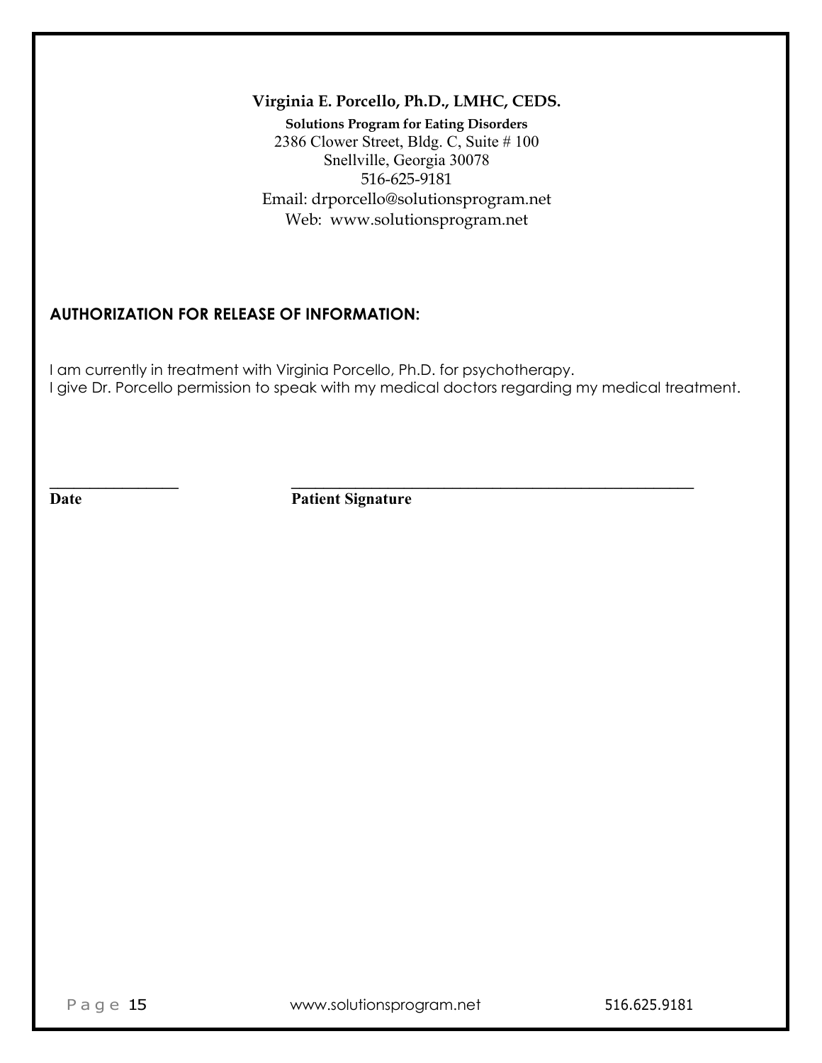**Virginia E. Porcello, Ph.D., LMHC, CEDS.**

**Solutions Program for Eating Disorders**

2386 Clower Street, Bldg. C, Suite # 100

Snellville, Georgia 30078

516-625-9181

Email: drporcello@solutionsprogram.net

Web: www.solutionsprogram.net

## AUTHORIZATION FOR RELEASE OF INFORMATION:

I am currently in treatment with Virginia Porcello, Ph.D. for psychotherapy.
I give Dr. Porcello permission to speak with my medical doctors regarding my medical treatment.

\_\_\_\_\_\_\_\_\_\_\_\_\_\_\_\_\_ \_\_\_\_\_\_\_\_\_\_\_\_\_\_\_\_\_\_\_\_\_\_\_\_\_\_\_\_\_\_\_\_\_\_\_\_\_\_\_\_\_\_\_\_\_\_\_\_\_\_\_\_\_\_

**Date** **Patient Signature**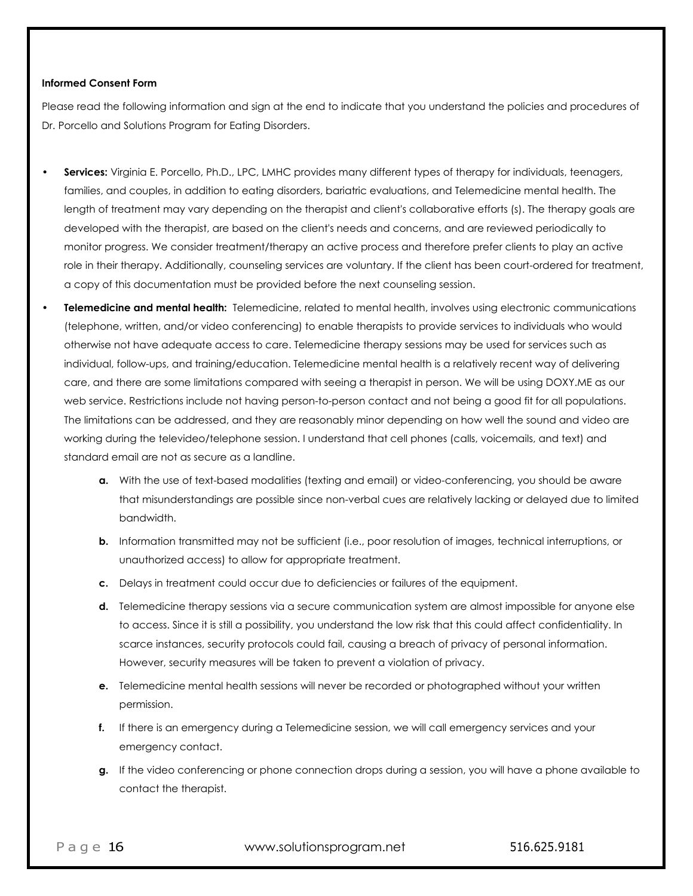**Informed Consent Form**

Please read the following information and sign at the end to indicate that you understand the policies and procedures of Dr. Porcello and Solutions Program for Eating Disorders.

- **Services:** Virginia E. Porcello, Ph.D., LPC, LMHC provides many different types of therapy for individuals, teenagers, families, and couples, in addition to eating disorders, bariatric evaluations, and Telemedicine mental health. The length of treatment may vary depending on the therapist and client's collaborative efforts (s). The therapy goals are developed with the therapist, are based on the client's needs and concerns, and are reviewed periodically to monitor progress. We consider treatment/therapy an active process and therefore prefer clients to play an active role in their therapy. Additionally, counseling services are voluntary. If the client has been court-ordered for treatment, a copy of this documentation must be provided before the next counseling session.
- **Telemedicine and mental health:** Telemedicine, related to mental health, involves using electronic communications (telephone, written, and/or video conferencing) to enable therapists to provide services to individuals who would otherwise not have adequate access to care. Telemedicine therapy sessions may be used for services such as individual, follow-ups, and training/education. Telemedicine mental health is a relatively recent way of delivering care, and there are some limitations compared with seeing a therapist in person. We will be using DOXY.ME as our web service. Restrictions include not having person-to-person contact and not being a good fit for all populations. The limitations can be addressed, and they are reasonably minor depending on how well the sound and video are working during the televideo/telephone session. I understand that cell phones (calls, voicemails, and text) and standard email are not as secure as a landline.
    - **a.** With the use of text-based modalities (texting and email) or video-conferencing, you should be aware that misunderstandings are possible since non-verbal cues are relatively lacking or delayed due to limited bandwidth.
    - **b.** Information transmitted may not be sufficient (i.e., poor resolution of images, technical interruptions, or unauthorized access) to allow for appropriate treatment.
    - **c.** Delays in treatment could occur due to deficiencies or failures of the equipment.
    - **d.** Telemedicine therapy sessions via a secure communication system are almost impossible for anyone else to access. Since it is still a possibility, you understand the low risk that this could affect confidentiality. In scarce instances, security protocols could fail, causing a breach of privacy of personal information. However, security measures will be taken to prevent a violation of privacy.
    - **e.** Telemedicine mental health sessions will never be recorded or photographed without your written permission.
    - **f.** If there is an emergency during a Telemedicine session, we will call emergency services and your emergency contact.
    - **g.** If the video conferencing or phone connection drops during a session, you will have a phone available to contact the therapist.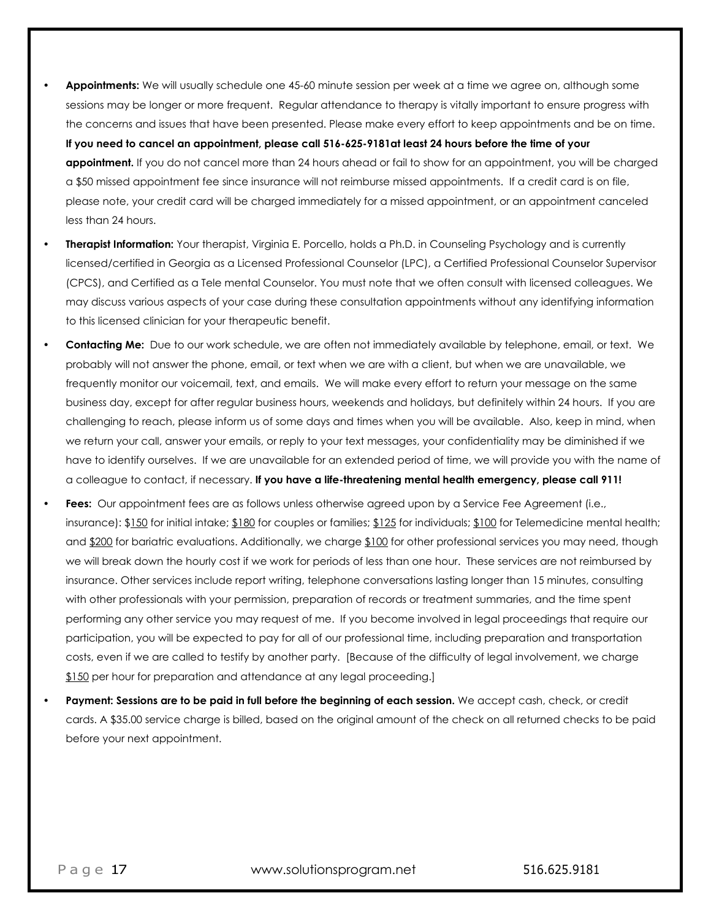- **Appointments:** We will usually schedule one 45-60 minute session per week at a time we agree on, although some sessions may be longer or more frequent. Regular attendance to therapy is vitally important to ensure progress with the concerns and issues that have been presented. Please make every effort to keep appointments and be on time. **If you need to cancel an appointment, please call 516-625-9181at least 24 hours before the time of your appointment.** If you do not cancel more than 24 hours ahead or fail to show for an appointment, you will be charged a $50 missed appointment fee since insurance will not reimburse missed appointments. If a credit card is on file, please note, your credit card will be charged immediately for a missed appointment, or an appointment canceled less than 24 hours.
- **Therapist Information:** Your therapist, Virginia E. Porcello, holds a Ph.D. in Counseling Psychology and is currently licensed/certified in Georgia as a Licensed Professional Counselor (LPC), a Certified Professional Counselor Supervisor (CPCS), and Certified as a Tele mental Counselor. You must note that we often consult with licensed colleagues. We may discuss various aspects of your case during these consultation appointments without any identifying information to this licensed clinician for your therapeutic benefit.
- **Contacting Me:** Due to our work schedule, we are often not immediately available by telephone, email, or text. We probably will not answer the phone, email, or text when we are with a client, but when we are unavailable, we frequently monitor our voicemail, text, and emails. We will make every effort to return your message on the same business day, except for after regular business hours, weekends and holidays, but definitely within 24 hours. If you are challenging to reach, please inform us of some days and times when you will be available. Also, keep in mind, when we return your call, answer your emails, or reply to your text messages, your confidentiality may be diminished if we have to identify ourselves. If we are unavailable for an extended period of time, we will provide you with the name of a colleague to contact, if necessary. **If you have a life-threatening mental health emergency, please call 911!**
- **Fees:** Our appointment fees are as follows unless otherwise agreed upon by a Service Fee Agreement (i.e., insurance): $150 for initial intake; $180 for couples or families; $125 for individuals; $100 for Telemedicine mental health; and $200 for bariatric evaluations. Additionally, we charge $100 for other professional services you may need, though we will break down the hourly cost if we work for periods of less than one hour. These services are not reimbursed by insurance. Other services include report writing, telephone conversations lasting longer than 15 minutes, consulting with other professionals with your permission, preparation of records or treatment summaries, and the time spent performing any other service you may request of me. If you become involved in legal proceedings that require our participation, you will be expected to pay for all of our professional time, including preparation and transportation costs, even if we are called to testify by another party. [Because of the difficulty of legal involvement, we charge $150 per hour for preparation and attendance at any legal proceeding.]
- **Payment: Sessions are to be paid in full before the beginning of each session.** We accept cash, check, or credit cards. A $35.00 service charge is billed, based on the original amount of the check on all returned checks to be paid before your next appointment.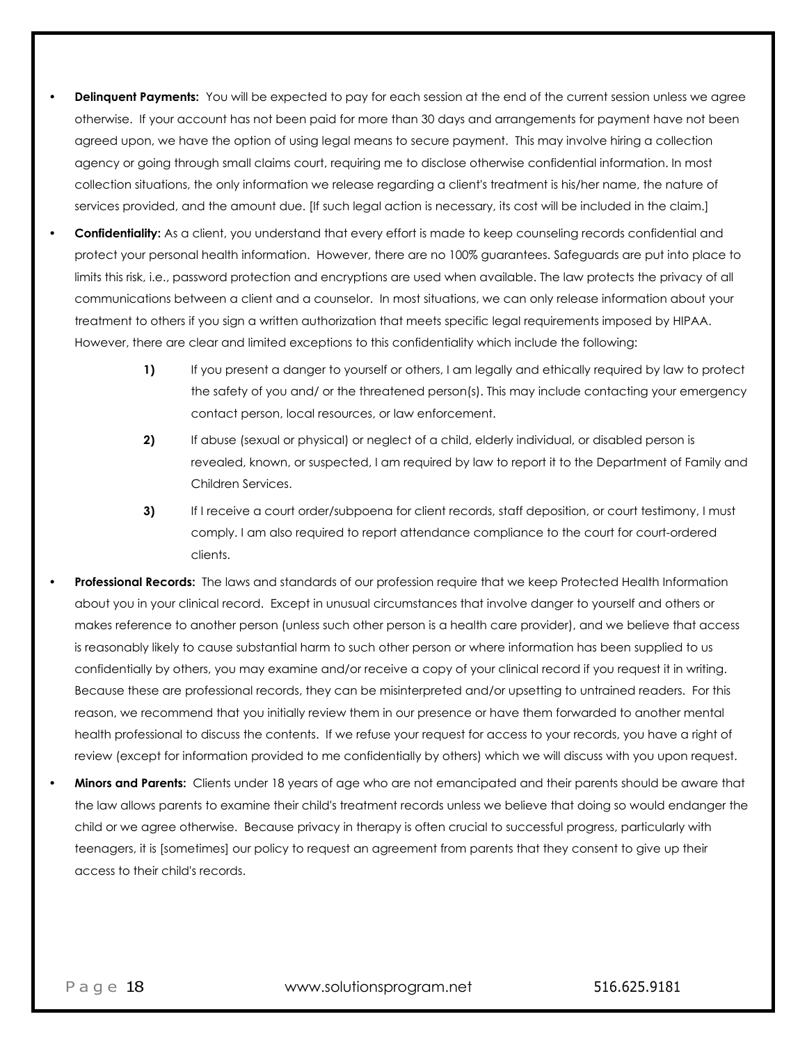- **Delinquent Payments:** You will be expected to pay for each session at the end of the current session unless we agree otherwise. If your account has not been paid for more than 30 days and arrangements for payment have not been agreed upon, we have the option of using legal means to secure payment. This may involve hiring a collection agency or going through small claims court, requiring me to disclose otherwise confidential information. In most collection situations, the only information we release regarding a client's treatment is his/her name, the nature of services provided, and the amount due. [If such legal action is necessary, its cost will be included in the claim.]
- **Confidentiality:** As a client, you understand that every effort is made to keep counseling records confidential and protect your personal health information. However, there are no 100% guarantees. Safeguards are put into place to limits this risk, i.e., password protection and encryptions are used when available. The law protects the privacy of all communications between a client and a counselor. In most situations, we can only release information about your treatment to others if you sign a written authorization that meets specific legal requirements imposed by HIPAA. However, there are clear and limited exceptions to this confidentiality which include the following:

  **1)** If you present a danger to yourself or others, I am legally and ethically required by law to protect the safety of you and/ or the threatened person(s). This may include contacting your emergency contact person, local resources, or law enforcement.

  **2)** If abuse (sexual or physical) or neglect of a child, elderly individual, or disabled person is revealed, known, or suspected, I am required by law to report it to the Department of Family and Children Services.

  **3)** If I receive a court order/subpoena for client records, staff deposition, or court testimony, I must comply. I am also required to report attendance compliance to the court for court-ordered clients.

- **Professional Records:** The laws and standards of our profession require that we keep Protected Health Information about you in your clinical record. Except in unusual circumstances that involve danger to yourself and others or makes reference to another person (unless such other person is a health care provider), and we believe that access is reasonably likely to cause substantial harm to such other person or where information has been supplied to us confidentially by others, you may examine and/or receive a copy of your clinical record if you request it in writing. Because these are professional records, they can be misinterpreted and/or upsetting to untrained readers. For this reason, we recommend that you initially review them in our presence or have them forwarded to another mental health professional to discuss the contents. If we refuse your request for access to your records, you have a right of review (except for information provided to me confidentially by others) which we will discuss with you upon request.
- **Minors and Parents:** Clients under 18 years of age who are not emancipated and their parents should be aware that the law allows parents to examine their child's treatment records unless we believe that doing so would endanger the child or we agree otherwise. Because privacy in therapy is often crucial to successful progress, particularly with teenagers, it is [sometimes] our policy to request an agreement from parents that they consent to give up their access to their child's records.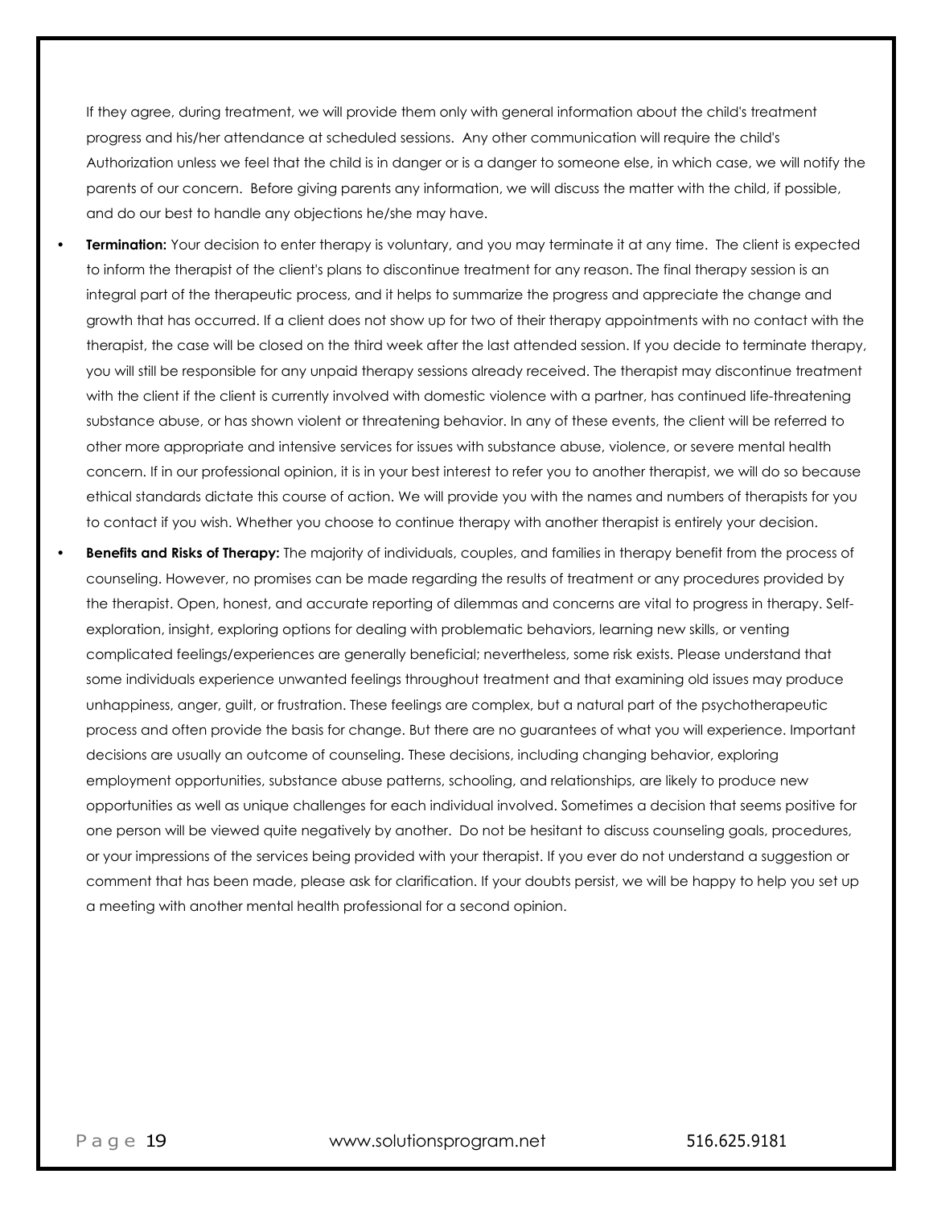If they agree, during treatment, we will provide them only with general information about the child's treatment progress and his/her attendance at scheduled sessions. Any other communication will require the child's Authorization unless we feel that the child is in danger or is a danger to someone else, in which case, we will notify the parents of our concern. Before giving parents any information, we will discuss the matter with the child, if possible, and do our best to handle any objections he/she may have.

- **Termination:** Your decision to enter therapy is voluntary, and you may terminate it at any time. The client is expected to inform the therapist of the client's plans to discontinue treatment for any reason. The final therapy session is an integral part of the therapeutic process, and it helps to summarize the progress and appreciate the change and growth that has occurred. If a client does not show up for two of their therapy appointments with no contact with the therapist, the case will be closed on the third week after the last attended session. If you decide to terminate therapy, you will still be responsible for any unpaid therapy sessions already received. The therapist may discontinue treatment with the client if the client is currently involved with domestic violence with a partner, has continued life-threatening substance abuse, or has shown violent or threatening behavior. In any of these events, the client will be referred to other more appropriate and intensive services for issues with substance abuse, violence, or severe mental health concern. If in our professional opinion, it is in your best interest to refer you to another therapist, we will do so because ethical standards dictate this course of action. We will provide you with the names and numbers of therapists for you to contact if you wish. Whether you choose to continue therapy with another therapist is entirely your decision.
- **Benefits and Risks of Therapy:** The majority of individuals, couples, and families in therapy benefit from the process of counseling. However, no promises can be made regarding the results of treatment or any procedures provided by the therapist. Open, honest, and accurate reporting of dilemmas and concerns are vital to progress in therapy. Self-exploration, insight, exploring options for dealing with problematic behaviors, learning new skills, or venting complicated feelings/experiences are generally beneficial; nevertheless, some risk exists. Please understand that some individuals experience unwanted feelings throughout treatment and that examining old issues may produce unhappiness, anger, guilt, or frustration. These feelings are complex, but a natural part of the psychotherapeutic process and often provide the basis for change. But there are no guarantees of what you will experience. Important decisions are usually an outcome of counseling. These decisions, including changing behavior, exploring employment opportunities, substance abuse patterns, schooling, and relationships, are likely to produce new opportunities as well as unique challenges for each individual involved. Sometimes a decision that seems positive for one person will be viewed quite negatively by another. Do not be hesitant to discuss counseling goals, procedures, or your impressions of the services being provided with your therapist. If you ever do not understand a suggestion or comment that has been made, please ask for clarification. If your doubts persist, we will be happy to help you set up a meeting with another mental health professional for a second opinion.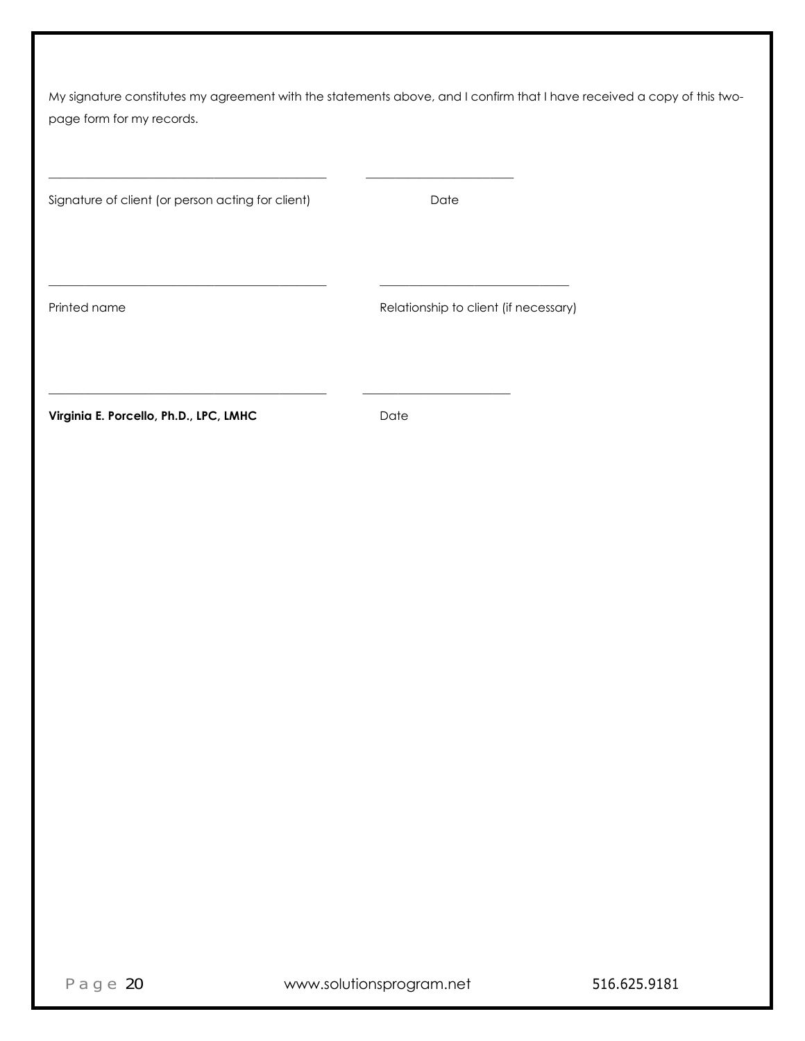My signature constitutes my agreement with the statements above, and I confirm that I have received a copy of this two-page form for my records.

_____________________________________________ ________________________

Signature of client (or person acting for client) Date

_____________________________________________ ______________________________

Printed name Relationship to client (if necessary)

_____________________________________________ ________________________

**Virginia E. Porcello, Ph.D., LPC, LMHC** Date